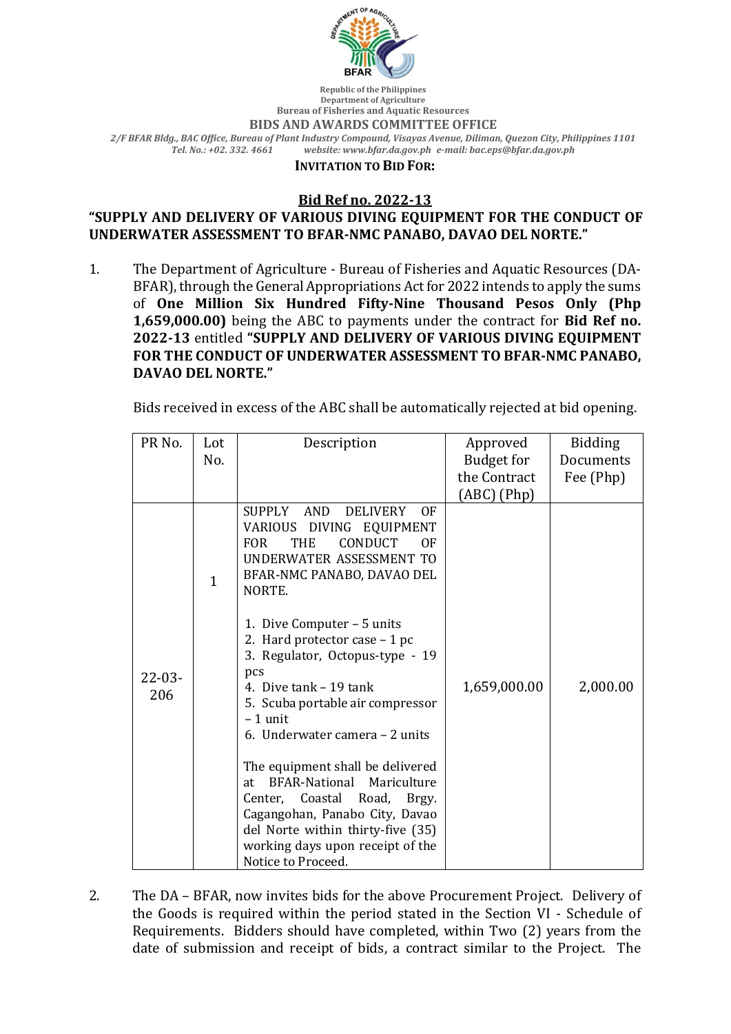Republic of the Philippines
Department of Agriculture
Bureau of Fisheries and Aquatic Resources
**BIDS AND AWARDS COMMITTEE OFFICE**
*2/F BFAR Bldg., BAC Office, Bureau of Plant Industry Compound, Visayas Avenue, Diliman, Quezon City, Philippines 1101*
*Tel. No.: +02. 332. 4661 website: www.bfar.da.gov.ph e-mail: bac.eps@bfar.da.gov.ph*

**INVITATION TO BID FOR:**

## Bid Ref no. 2022-13

## "SUPPLY AND DELIVERY OF VARIOUS DIVING EQUIPMENT FOR THE CONDUCT OF UNDERWATER ASSESSMENT TO BFAR-NMC PANABO, DAVAO DEL NORTE."

1. The Department of Agriculture - Bureau of Fisheries and Aquatic Resources (DA-BFAR), through the General Appropriations Act for 2022 intends to apply the sums of **One Million Six Hundred Fifty-Nine Thousand Pesos Only (Php 1,659,000.00)** being the ABC to payments under the contract for **Bid Ref no. 2022-13** entitled **"SUPPLY AND DELIVERY OF VARIOUS DIVING EQUIPMENT FOR THE CONDUCT OF UNDERWATER ASSESSMENT TO BFAR-NMC PANABO, DAVAO DEL NORTE."**

   Bids received in excess of the ABC shall be automatically rejected at bid opening.

| PR No. | Lot No. | Description | Approved Budget for the Contract (ABC) (Php) | Bidding Documents Fee (Php) |
|---|---|---|---|---|
| 22-03-206 | 1 | SUPPLY AND DELIVERY OF VARIOUS DIVING EQUIPMENT FOR THE CONDUCT OF UNDERWATER ASSESSMENT TO BFAR-NMC PANABO, DAVAO DEL NORTE.<br><br>1. Dive Computer – 5 units<br>2. Hard protector case – 1 pc<br>3. Regulator, Octopus-type - 19 pcs<br>4. Dive tank – 19 tank<br>5. Scuba portable air compressor – 1 unit<br>6. Underwater camera – 2 units<br><br>The equipment shall be delivered at BFAR-National Mariculture Center, Coastal Road, Brgy. Cagangohan, Panabo City, Davao del Norte within thirty-five (35) working days upon receipt of the Notice to Proceed. | 1,659,000.00 | 2,000.00 |

2. The DA – BFAR, now invites bids for the above Procurement Project. Delivery of the Goods is required within the period stated in the Section VI - Schedule of Requirements. Bidders should have completed, within Two (2) years from the date of submission and receipt of bids, a contract similar to the Project. The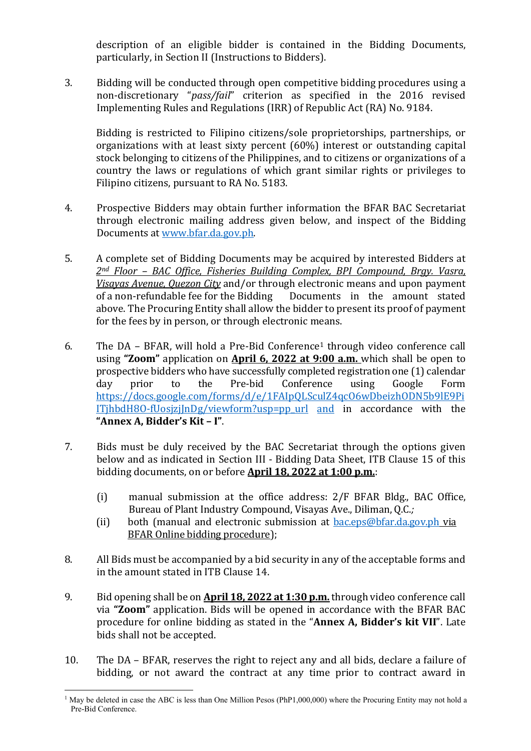description of an eligible bidder is contained in the Bidding Documents, particularly, in Section II (Instructions to Bidders).

3. Bidding will be conducted through open competitive bidding procedures using a non-discretionary "*pass/fail*" criterion as specified in the 2016 revised Implementing Rules and Regulations (IRR) of Republic Act (RA) No. 9184.

   Bidding is restricted to Filipino citizens/sole proprietorships, partnerships, or organizations with at least sixty percent (60%) interest or outstanding capital stock belonging to citizens of the Philippines, and to citizens or organizations of a country the laws or regulations of which grant similar rights or privileges to Filipino citizens, pursuant to RA No. 5183.

4. Prospective Bidders may obtain further information the BFAR BAC Secretariat through electronic mailing address given below, and inspect of the Bidding Documents at www.bfar.da.gov.ph.

5. A complete set of Bidding Documents may be acquired by interested Bidders at *2nd Floor – BAC Office, Fisheries Building Complex, BPI Compound, Brgy. Vasra, Visayas Avenue, Quezon City* and/or through electronic means and upon payment of a non-refundable fee for the Bidding Documents in the amount stated above. The Procuring Entity shall allow the bidder to present its proof of payment for the fees by in person, or through electronic means.

6. The DA – BFAR, will hold a Pre-Bid Conference[1] through video conference call using **"Zoom"** application on **April 6, 2022 at 9:00 a.m.** which shall be open to prospective bidders who have successfully completed registration one (1) calendar day prior to the Pre-bid Conference using Google Form https://docs.google.com/forms/d/e/1FAIpQLSculZ4qcO6wDbeizhODN5b9lE9PiITjhbdH8O-fUosjzjJnDg/viewform?usp=pp_url and in accordance with the **"Annex A, Bidder's Kit – I"**.

7. Bids must be duly received by the BAC Secretariat through the options given below and as indicated in Section III - Bidding Data Sheet, ITB Clause 15 of this bidding documents, on or before **April 18, 2022 at 1:00 p.m.**:

   (i) manual submission at the office address: 2/F BFAR Bldg., BAC Office, Bureau of Plant Industry Compound, Visayas Ave., Diliman, Q.C.*;*
   
   (ii) both (manual and electronic submission at bac.eps@bfar.da.gov.ph via BFAR Online bidding procedure);

8. All Bids must be accompanied by a bid security in any of the acceptable forms and in the amount stated in ITB Clause 14.

9. Bid opening shall be on **April 18, 2022 at 1:30 p.m.** through video conference call via **"Zoom"** application. Bids will be opened in accordance with the BFAR BAC procedure for online bidding as stated in the "**Annex A, Bidder's kit VII**". Late bids shall not be accepted.

10. The DA – BFAR, reserves the right to reject any and all bids, declare a failure of bidding, or not award the contract at any time prior to contract award in

---

[1] May be deleted in case the ABC is less than One Million Pesos (PhP1,000,000) where the Procuring Entity may not hold a Pre-Bid Conference.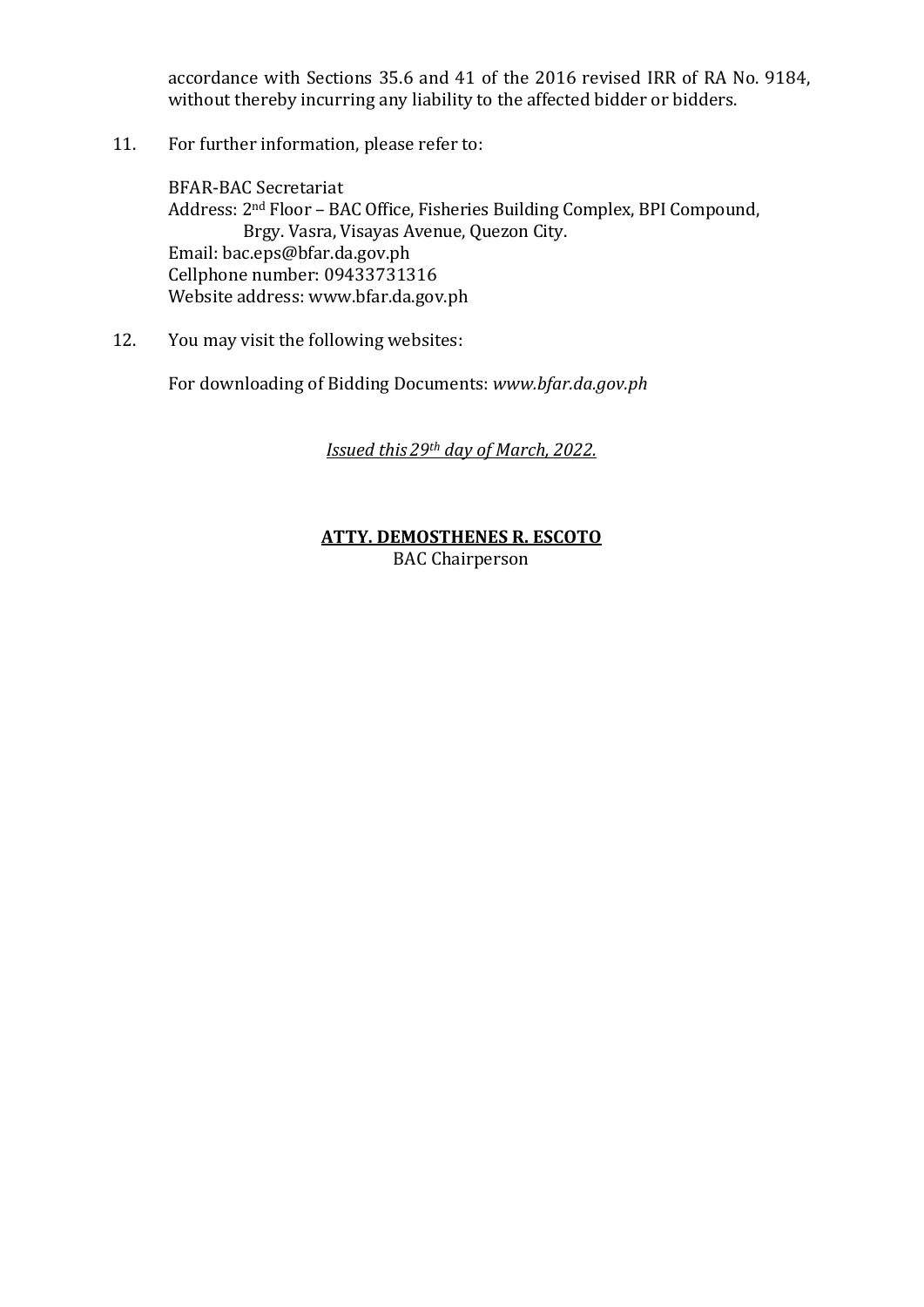accordance with Sections 35.6 and 41 of the 2016 revised IRR of RA No. 9184, without thereby incurring any liability to the affected bidder or bidders.

11. For further information, please refer to:

    BFAR-BAC Secretariat
    Address: 2nd Floor – BAC Office, Fisheries Building Complex, BPI Compound, Brgy. Vasra, Visayas Avenue, Quezon City.
    Email: bac.eps@bfar.da.gov.ph
    Cellphone number: 09433731316
    Website address: www.bfar.da.gov.ph

12. You may visit the following websites:

    For downloading of Bidding Documents: *www.bfar.da.gov.ph*

*Issued this 29th day of March, 2022.*

**ATTY. DEMOSTHENES R. ESCOTO**
BAC Chairperson